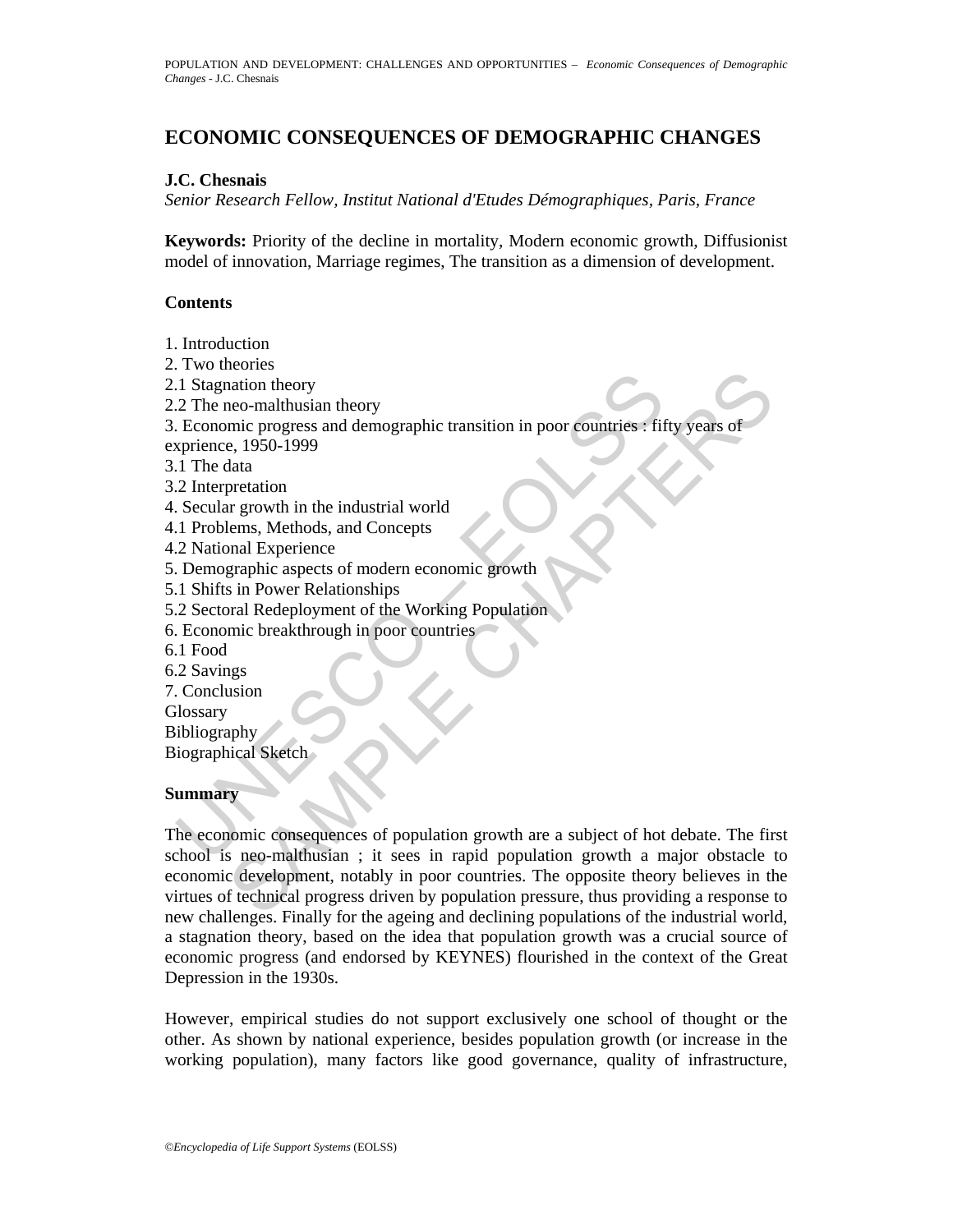# ECONOMIC CONSEQUENCES OF DEMOGRAPHIC CHANGES

**J.C. Chesnais**

*Senior Research Fellow, Institut National d'Etudes Démographiques, Paris, France*

**Keywords:** Priority of the decline in mortality, Modern economic growth, Diffusionist model of innovation, Marriage regimes, The transition as a dimension of development.

## Contents

1. Introduction
2. Two theories
2.1 Stagnation theory
2.2 The neo-malthusian theory
3. Economic progress and demographic transition in poor countries : fifty years of exprience, 1950-1999
3.1 The data
3.2 Interpretation
4. Secular growth in the industrial world
4.1 Problems, Methods, and Concepts
4.2 National Experience
5. Demographic aspects of modern economic growth
5.1 Shifts in Power Relationships
5.2 Sectoral Redeployment of the Working Population
6. Economic breakthrough in poor countries
6.1 Food
6.2 Savings
7. Conclusion
Glossary
Bibliography
Biographical Sketch

## Summary

The economic consequences of population growth are a subject of hot debate. The first school is neo-malthusian ; it sees in rapid population growth a major obstacle to economic development, notably in poor countries. The opposite theory believes in the virtues of technical progress driven by population pressure, thus providing a response to new challenges. Finally for the ageing and declining populations of the industrial world, a stagnation theory, based on the idea that population growth was a crucial source of economic progress (and endorsed by KEYNES) flourished in the context of the Great Depression in the 1930s.

However, empirical studies do not support exclusively one school of thought or the other. As shown by national experience, besides population growth (or increase in the working population), many factors like good governance, quality of infrastructure,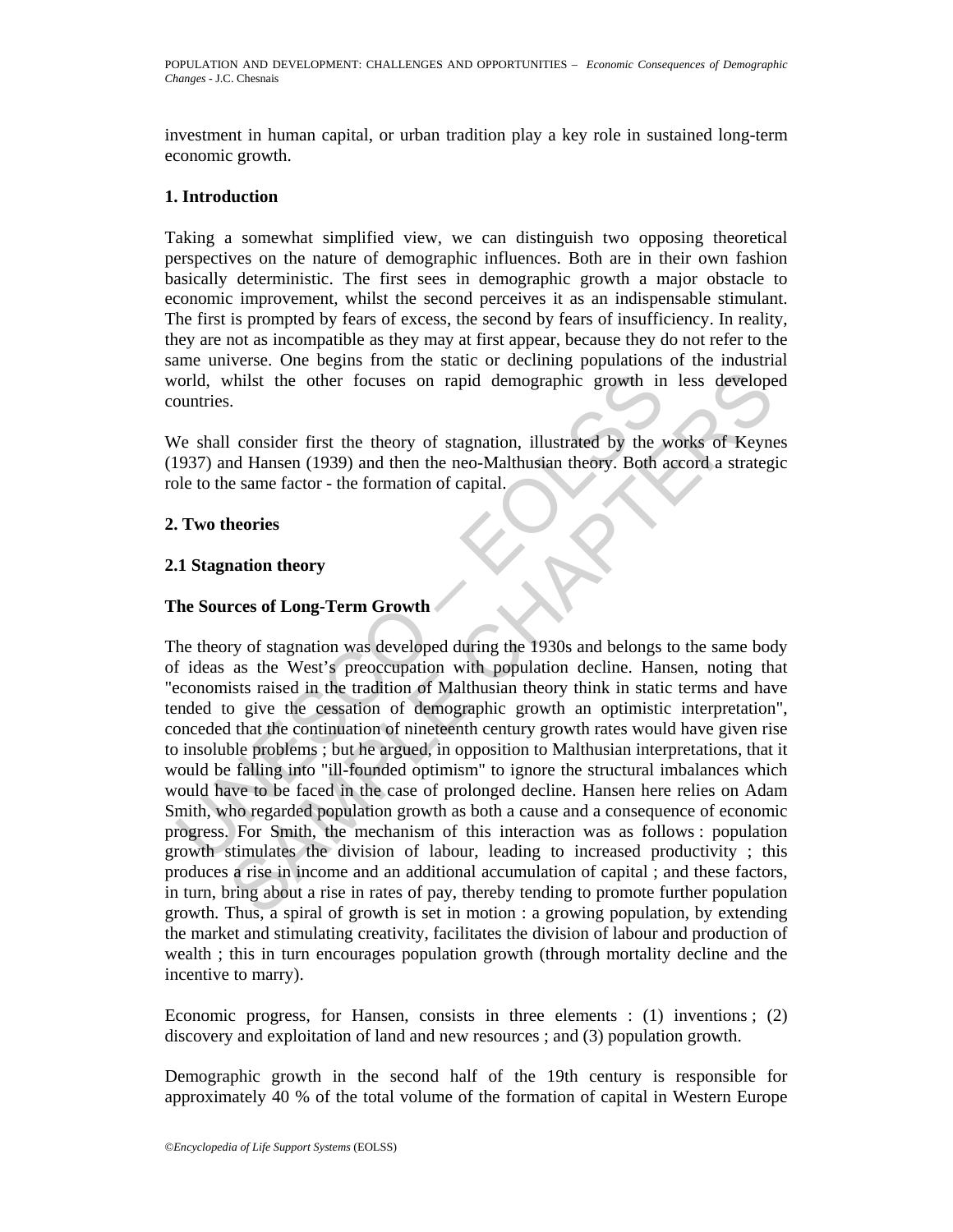investment in human capital, or urban tradition play a key role in sustained long-term economic growth.

## 1. Introduction

Taking a somewhat simplified view, we can distinguish two opposing theoretical perspectives on the nature of demographic influences. Both are in their own fashion basically deterministic. The first sees in demographic growth a major obstacle to economic improvement, whilst the second perceives it as an indispensable stimulant. The first is prompted by fears of excess, the second by fears of insufficiency. In reality, they are not as incompatible as they may at first appear, because they do not refer to the same universe. One begins from the static or declining populations of the industrial world, whilst the other focuses on rapid demographic growth in less developed countries.

We shall consider first the theory of stagnation, illustrated by the works of Keynes (1937) and Hansen (1939) and then the neo-Malthusian theory. Both accord a strategic role to the same factor - the formation of capital.

## 2. Two theories

### 2.1 Stagnation theory

#### The Sources of Long-Term Growth

The theory of stagnation was developed during the 1930s and belongs to the same body of ideas as the West's preoccupation with population decline. Hansen, noting that "economists raised in the tradition of Malthusian theory think in static terms and have tended to give the cessation of demographic growth an optimistic interpretation", conceded that the continuation of nineteenth century growth rates would have given rise to insoluble problems ; but he argued, in opposition to Malthusian interpretations, that it would be falling into "ill-founded optimism" to ignore the structural imbalances which would have to be faced in the case of prolonged decline. Hansen here relies on Adam Smith, who regarded population growth as both a cause and a consequence of economic progress. For Smith, the mechanism of this interaction was as follows : population growth stimulates the division of labour, leading to increased productivity ; this produces a rise in income and an additional accumulation of capital ; and these factors, in turn, bring about a rise in rates of pay, thereby tending to promote further population growth. Thus, a spiral of growth is set in motion : a growing population, by extending the market and stimulating creativity, facilitates the division of labour and production of wealth ; this in turn encourages population growth (through mortality decline and the incentive to marry).

Economic progress, for Hansen, consists in three elements : (1) inventions ; (2) discovery and exploitation of land and new resources ; and (3) population growth.

Demographic growth in the second half of the 19th century is responsible for approximately 40 % of the total volume of the formation of capital in Western Europe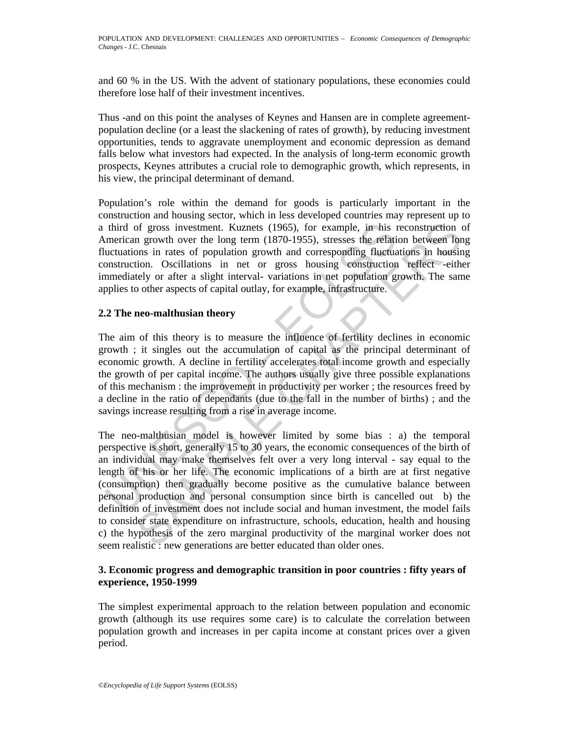and 60 % in the US. With the advent of stationary populations, these economies could therefore lose half of their investment incentives.

Thus -and on this point the analyses of Keynes and Hansen are in complete agreement- population decline (or a least the slackening of rates of growth), by reducing investment opportunities, tends to aggravate unemployment and economic depression as demand falls below what investors had expected. In the analysis of long-term economic growth prospects, Keynes attributes a crucial role to demographic growth, which represents, in his view, the principal determinant of demand.

Population's role within the demand for goods is particularly important in the construction and housing sector, which in less developed countries may represent up to a third of gross investment. Kuznets (1965), for example, in his reconstruction of American growth over the long term (1870-1955), stresses the relation between long fluctuations in rates of population growth and corresponding fluctuations in housing construction. Oscillations in net or gross housing construction reflect -either immediately or after a slight interval- variations in net population growth. The same applies to other aspects of capital outlay, for example, infrastructure.

### 2.2 The neo-malthusian theory

The aim of this theory is to measure the influence of fertility declines in economic growth ; it singles out the accumulation of capital as the principal determinant of economic growth. A decline in fertility accelerates total income growth and especially the growth of per capital income. The authors usually give three possible explanations of this mechanism : the improvement in productivity per worker ; the resources freed by a decline in the ratio of dependants (due to the fall in the number of births) ; and the savings increase resulting from a rise in average income.

The neo-malthusian model is however limited by some bias : a) the temporal perspective is short, generally 15 to 30 years, the economic consequences of the birth of an individual may make themselves felt over a very long interval - say equal to the length of his or her life. The economic implications of a birth are at first negative (consumption) then gradually become positive as the cumulative balance between personal production and personal consumption since birth is cancelled out b) the definition of investment does not include social and human investment, the model fails to consider state expenditure on infrastructure, schools, education, health and housing c) the hypothesis of the zero marginal productivity of the marginal worker does not seem realistic : new generations are better educated than older ones.

## 3. Economic progress and demographic transition in poor countries : fifty years of experience, 1950-1999

The simplest experimental approach to the relation between population and economic growth (although its use requires some care) is to calculate the correlation between population growth and increases in per capita income at constant prices over a given period.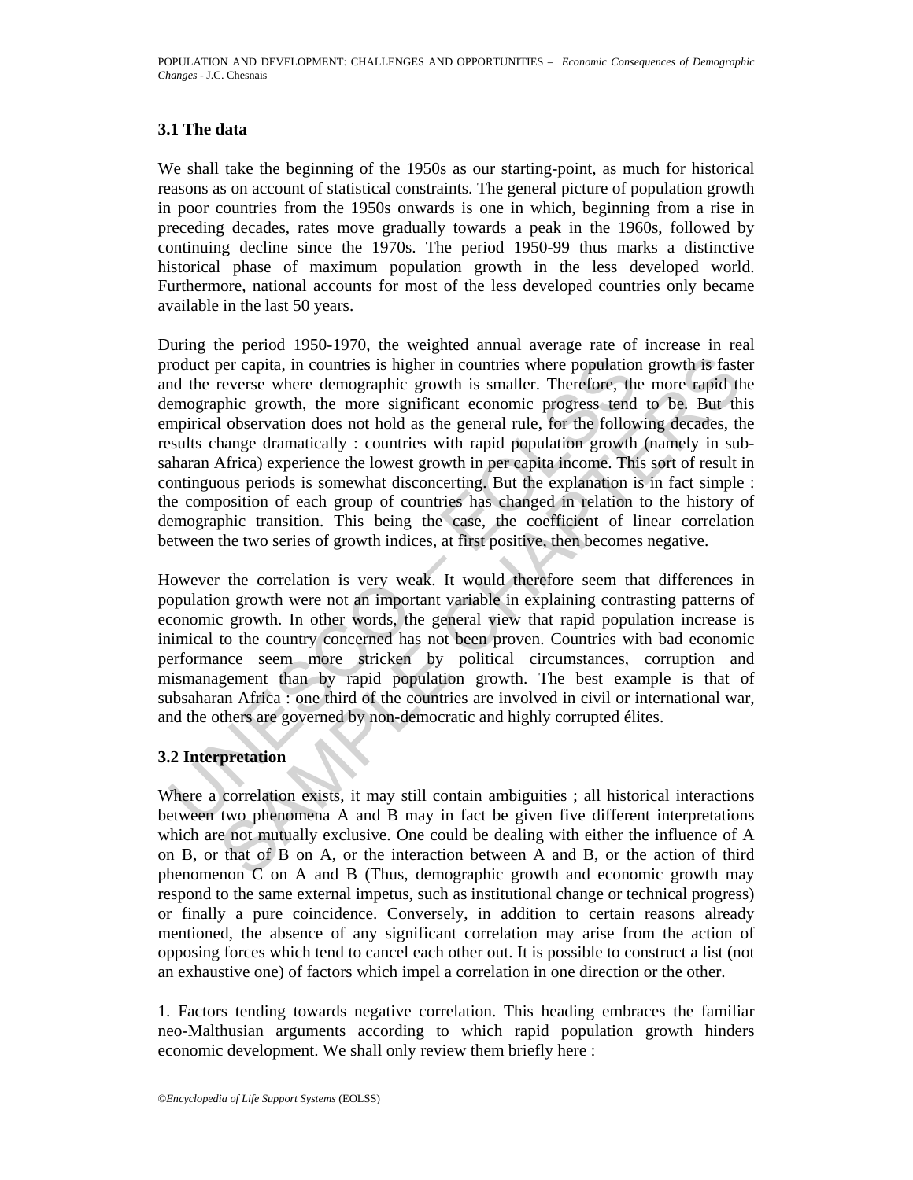### 3.1 The data

We shall take the beginning of the 1950s as our starting-point, as much for historical reasons as on account of statistical constraints. The general picture of population growth in poor countries from the 1950s onwards is one in which, beginning from a rise in preceding decades, rates move gradually towards a peak in the 1960s, followed by continuing decline since the 1970s. The period 1950-99 thus marks a distinctive historical phase of maximum population growth in the less developed world. Furthermore, national accounts for most of the less developed countries only became available in the last 50 years.

During the period 1950-1970, the weighted annual average rate of increase in real product per capita, in countries is higher in countries where population growth is faster and the reverse where demographic growth is smaller. Therefore, the more rapid the demographic growth, the more significant economic progress tend to be. But this empirical observation does not hold as the general rule, for the following decades, the results change dramatically : countries with rapid population growth (namely in sub-saharan Africa) experience the lowest growth in per capita income. This sort of result in continguous periods is somewhat disconcerting. But the explanation is in fact simple : the composition of each group of countries has changed in relation to the history of demographic transition. This being the case, the coefficient of linear correlation between the two series of growth indices, at first positive, then becomes negative.

However the correlation is very weak. It would therefore seem that differences in population growth were not an important variable in explaining contrasting patterns of economic growth. In other words, the general view that rapid population increase is inimical to the country concerned has not been proven. Countries with bad economic performance seem more stricken by political circumstances, corruption and mismanagement than by rapid population growth. The best example is that of subsaharan Africa : one third of the countries are involved in civil or international war, and the others are governed by non-democratic and highly corrupted élites.

### 3.2 Interpretation

Where a correlation exists, it may still contain ambiguities ; all historical interactions between two phenomena A and B may in fact be given five different interpretations which are not mutually exclusive. One could be dealing with either the influence of A on B, or that of B on A, or the interaction between A and B, or the action of third phenomenon C on A and B (Thus, demographic growth and economic growth may respond to the same external impetus, such as institutional change or technical progress) or finally a pure coincidence. Conversely, in addition to certain reasons already mentioned, the absence of any significant correlation may arise from the action of opposing forces which tend to cancel each other out. It is possible to construct a list (not an exhaustive one) of factors which impel a correlation in one direction or the other.

1. Factors tending towards negative correlation. This heading embraces the familiar neo-Malthusian arguments according to which rapid population growth hinders economic development. We shall only review them briefly here :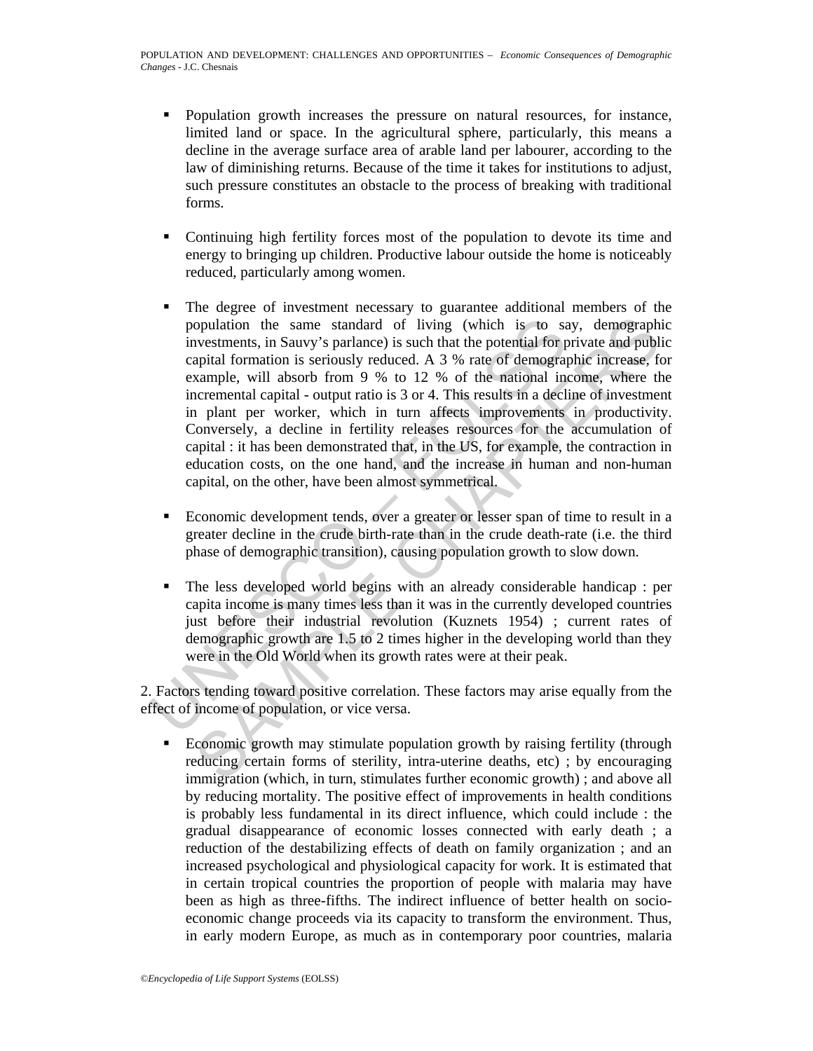- Population growth increases the pressure on natural resources, for instance, limited land or space. In the agricultural sphere, particularly, this means a decline in the average surface area of arable land per labourer, according to the law of diminishing returns. Because of the time it takes for institutions to adjust, such pressure constitutes an obstacle to the process of breaking with traditional forms.

- Continuing high fertility forces most of the population to devote its time and energy to bringing up children. Productive labour outside the home is noticeably reduced, particularly among women.

- The degree of investment necessary to guarantee additional members of the population the same standard of living (which is to say, demographic investments, in Sauvy's parlance) is such that the potential for private and public capital formation is seriously reduced. A 3 % rate of demographic increase, for example, will absorb from 9 % to 12 % of the national income, where the incremental capital - output ratio is 3 or 4. This results in a decline of investment in plant per worker, which in turn affects improvements in productivity. Conversely, a decline in fertility releases resources for the accumulation of capital : it has been demonstrated that, in the US, for example, the contraction in education costs, on the one hand, and the increase in human and non-human capital, on the other, have been almost symmetrical.

- Economic development tends, over a greater or lesser span of time to result in a greater decline in the crude birth-rate than in the crude death-rate (i.e. the third phase of demographic transition), causing population growth to slow down.

- The less developed world begins with an already considerable handicap : per capita income is many times less than it was in the currently developed countries just before their industrial revolution (Kuznets 1954) ; current rates of demographic growth are 1.5 to 2 times higher in the developing world than they were in the Old World when its growth rates were at their peak.

2. Factors tending toward positive correlation. These factors may arise equally from the effect of income of population, or vice versa.

- Economic growth may stimulate population growth by raising fertility (through reducing certain forms of sterility, intra-uterine deaths, etc) ; by encouraging immigration (which, in turn, stimulates further economic growth) ; and above all by reducing mortality. The positive effect of improvements in health conditions is probably less fundamental in its direct influence, which could include : the gradual disappearance of economic losses connected with early death ; a reduction of the destabilizing effects of death on family organization ; and an increased psychological and physiological capacity for work. It is estimated that in certain tropical countries the proportion of people with malaria may have been as high as three-fifths. The indirect influence of better health on socio-economic change proceeds via its capacity to transform the environment. Thus, in early modern Europe, as much as in contemporary poor countries, malaria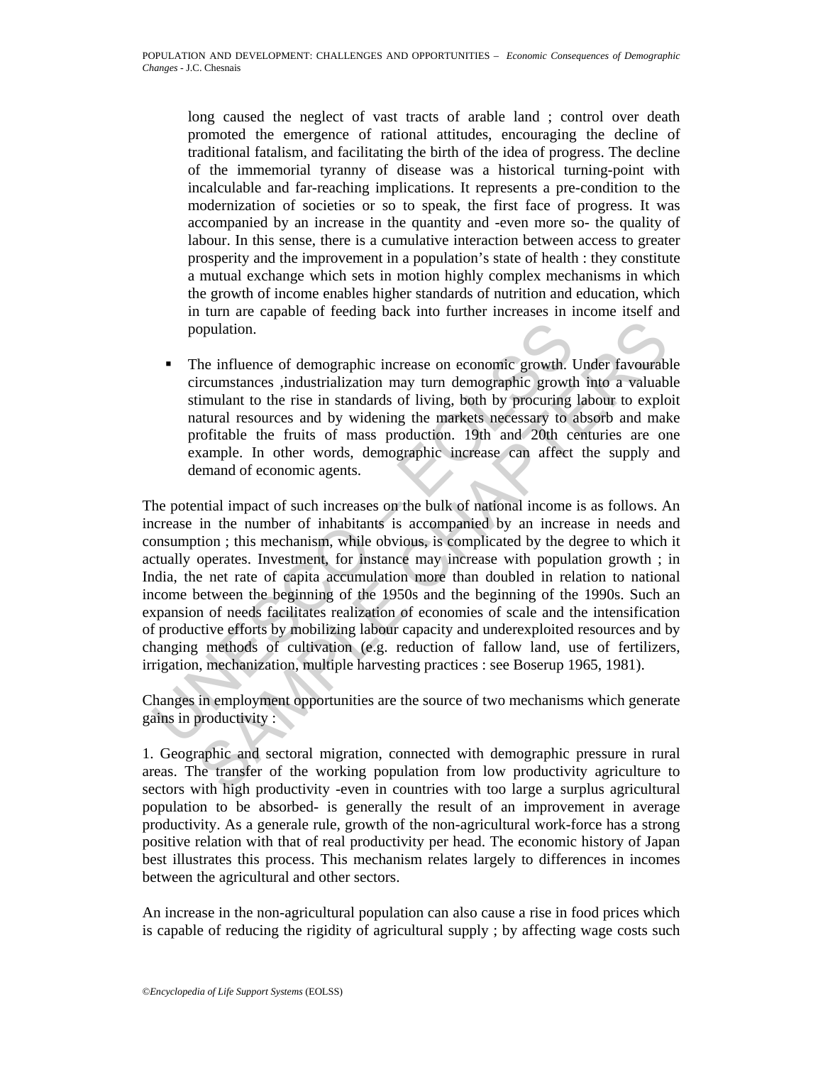long caused the neglect of vast tracts of arable land ; control over death promoted the emergence of rational attitudes, encouraging the decline of traditional fatalism, and facilitating the birth of the idea of progress. The decline of the immemorial tyranny of disease was a historical turning-point with incalculable and far-reaching implications. It represents a pre-condition to the modernization of societies or so to speak, the first face of progress. It was accompanied by an increase in the quantity and -even more so- the quality of labour. In this sense, there is a cumulative interaction between access to greater prosperity and the improvement in a population's state of health : they constitute a mutual exchange which sets in motion highly complex mechanisms in which the growth of income enables higher standards of nutrition and education, which in turn are capable of feeding back into further increases in income itself and population.

- The influence of demographic increase on economic growth. Under favourable circumstances ,industrialization may turn demographic growth into a valuable stimulant to the rise in standards of living, both by procuring labour to exploit natural resources and by widening the markets necessary to absorb and make profitable the fruits of mass production. 19th and 20th centuries are one example. In other words, demographic increase can affect the supply and demand of economic agents.

The potential impact of such increases on the bulk of national income is as follows. An increase in the number of inhabitants is accompanied by an increase in needs and consumption ; this mechanism, while obvious, is complicated by the degree to which it actually operates. Investment, for instance may increase with population growth ; in India, the net rate of capita accumulation more than doubled in relation to national income between the beginning of the 1950s and the beginning of the 1990s. Such an expansion of needs facilitates realization of economies of scale and the intensification of productive efforts by mobilizing labour capacity and underexploited resources and by changing methods of cultivation (e.g. reduction of fallow land, use of fertilizers, irrigation, mechanization, multiple harvesting practices : see Boserup 1965, 1981).

Changes in employment opportunities are the source of two mechanisms which generate gains in productivity :

1. Geographic and sectoral migration, connected with demographic pressure in rural areas. The transfer of the working population from low productivity agriculture to sectors with high productivity -even in countries with too large a surplus agricultural population to be absorbed- is generally the result of an improvement in average productivity. As a generale rule, growth of the non-agricultural work-force has a strong positive relation with that of real productivity per head. The economic history of Japan best illustrates this process. This mechanism relates largely to differences in incomes between the agricultural and other sectors.

An increase in the non-agricultural population can also cause a rise in food prices which is capable of reducing the rigidity of agricultural supply ; by affecting wage costs such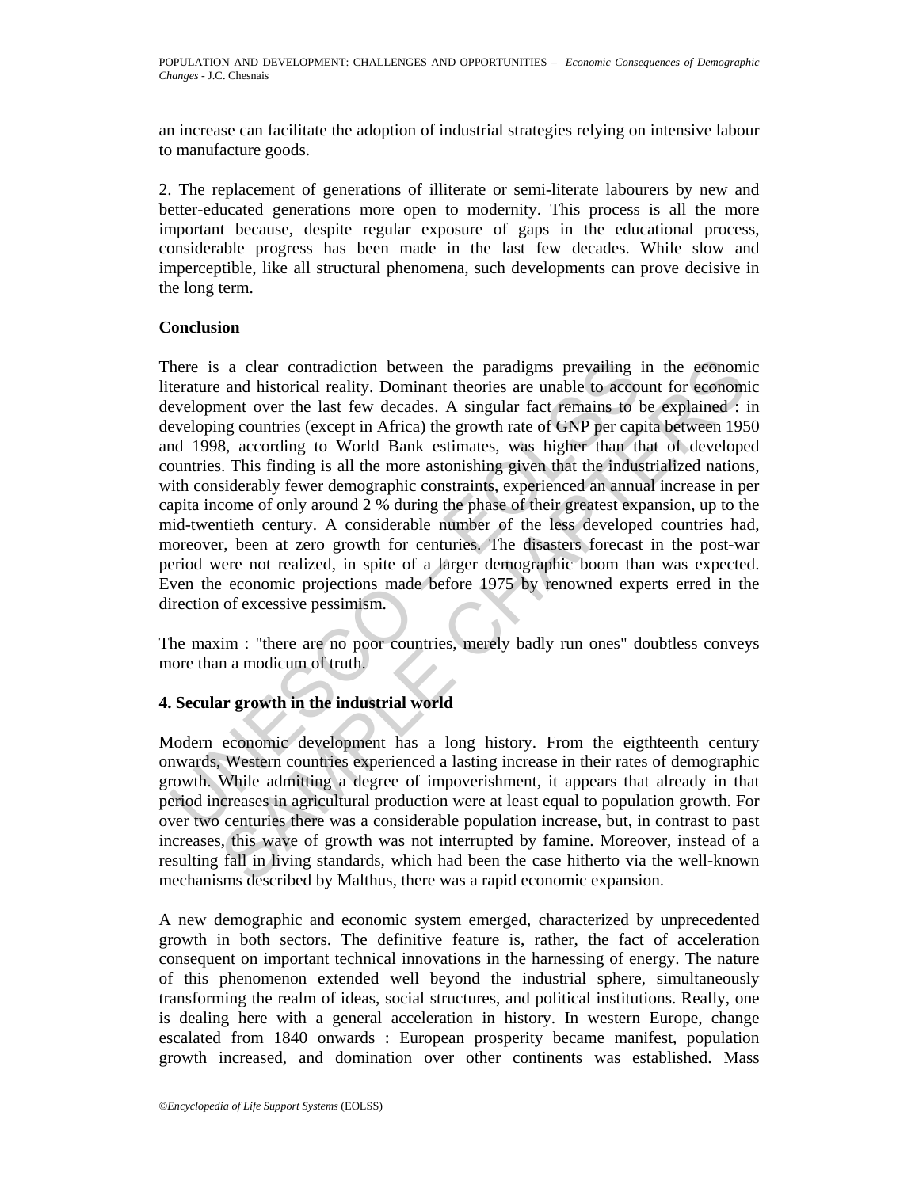an increase can facilitate the adoption of industrial strategies relying on intensive labour to manufacture goods.

2. The replacement of generations of illiterate or semi-literate labourers by new and better-educated generations more open to modernity. This process is all the more important because, despite regular exposure of gaps in the educational process, considerable progress has been made in the last few decades. While slow and imperceptible, like all structural phenomena, such developments can prove decisive in the long term.

**Conclusion**

There is a clear contradiction between the paradigms prevailing in the economic literature and historical reality. Dominant theories are unable to account for economic development over the last few decades. A singular fact remains to be explained : in developing countries (except in Africa) the growth rate of GNP per capita between 1950 and 1998, according to World Bank estimates, was higher than that of developed countries. This finding is all the more astonishing given that the industrialized nations, with considerably fewer demographic constraints, experienced an annual increase in per capita income of only around 2 % during the phase of their greatest expansion, up to the mid-twentieth century. A considerable number of the less developed countries had, moreover, been at zero growth for centuries. The disasters forecast in the post-war period were not realized, in spite of a larger demographic boom than was expected. Even the economic projections made before 1975 by renowned experts erred in the direction of excessive pessimism.

The maxim : "there are no poor countries, merely badly run ones" doubtless conveys more than a modicum of truth.

## 4. Secular growth in the industrial world

Modern economic development has a long history. From the eigthteenth century onwards, Western countries experienced a lasting increase in their rates of demographic growth. While admitting a degree of impoverishment, it appears that already in that period increases in agricultural production were at least equal to population growth. For over two centuries there was a considerable population increase, but, in contrast to past increases, this wave of growth was not interrupted by famine. Moreover, instead of a resulting fall in living standards, which had been the case hitherto via the well-known mechanisms described by Malthus, there was a rapid economic expansion.

A new demographic and economic system emerged, characterized by unprecedented growth in both sectors. The definitive feature is, rather, the fact of acceleration consequent on important technical innovations in the harnessing of energy. The nature of this phenomenon extended well beyond the industrial sphere, simultaneously transforming the realm of ideas, social structures, and political institutions. Really, one is dealing here with a general acceleration in history. In western Europe, change escalated from 1840 onwards : European prosperity became manifest, population growth increased, and domination over other continents was established. Mass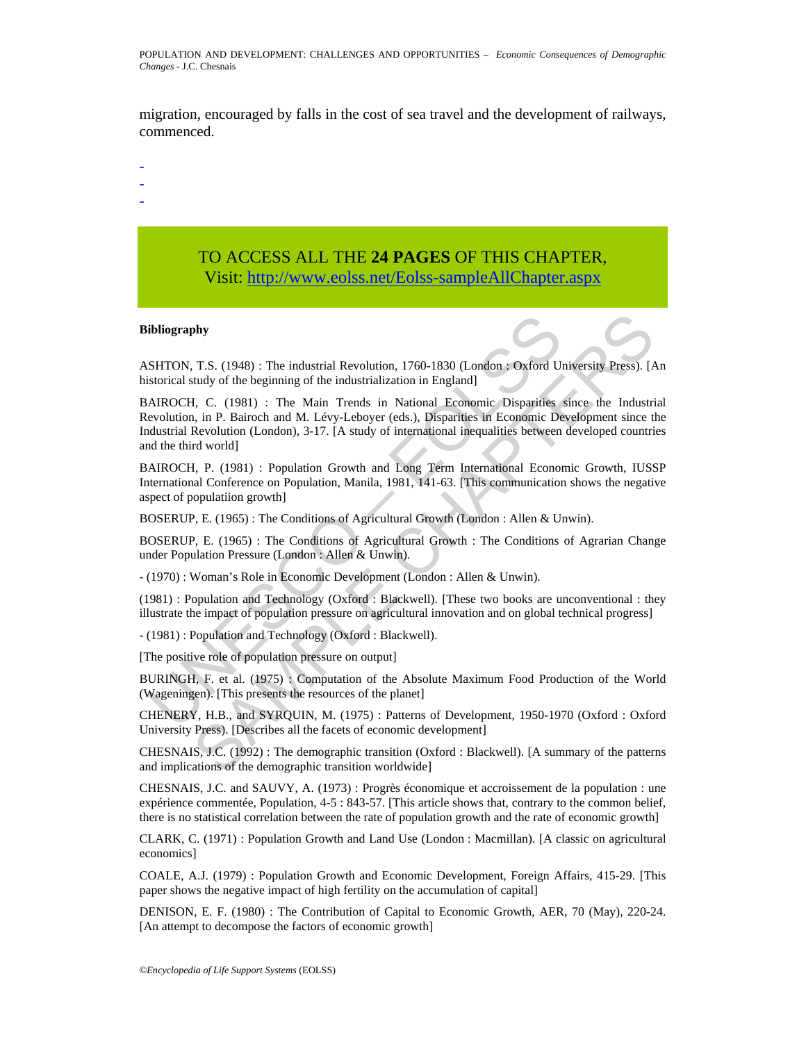migration, encouraged by falls in the cost of sea travel and the development of railways, commenced.

-
-
-

TO ACCESS ALL THE **24 PAGES** OF THIS CHAPTER,
Visit: http://www.eolss.net/Eolss-sampleAllChapter.aspx

**Bibliography**

ASHTON, T.S. (1948) : The industrial Revolution, 1760-1830 (London : Oxford University Press). [An historical study of the beginning of the industrialization in England]

BAIROCH, C. (1981) : The Main Trends in National Economic Disparities since the Industrial Revolution, in P. Bairoch and M. Lévy-Leboyer (eds.), Disparities in Economic Development since the Industrial Revolution (London), 3-17. [A study of international inequalities between developed countries and the third world]

BAIROCH, P. (1981) : Population Growth and Long Term International Economic Growth, IUSSP International Conference on Population, Manila, 1981, 141-63. [This communication shows the negative aspect of populatiion growth]

BOSERUP, E. (1965) : The Conditions of Agricultural Growth (London : Allen & Unwin).

BOSERUP, E. (1965) : The Conditions of Agricultural Growth : The Conditions of Agrarian Change under Population Pressure (London : Allen & Unwin).

- (1970) : Woman's Role in Economic Development (London : Allen & Unwin).

(1981) : Population and Technology (Oxford : Blackwell). [These two books are unconventional : they illustrate the impact of population pressure on agricultural innovation and on global technical progress]

- (1981) : Population and Technology (Oxford : Blackwell).

[The positive role of population pressure on output]

BURINGH, F. et al. (1975) : Computation of the Absolute Maximum Food Production of the World (Wageningen). [This presents the resources of the planet]

CHENERY, H.B., and SYRQUIN, M. (1975) : Patterns of Development, 1950-1970 (Oxford : Oxford University Press). [Describes all the facets of economic development]

CHESNAIS, J.C. (1992) : The demographic transition (Oxford : Blackwell). [A summary of the patterns and implications of the demographic transition worldwide]

CHESNAIS, J.C. and SAUVY, A. (1973) : Progrès économique et accroissement de la population : une expérience commentée, Population, 4-5 : 843-57. [This article shows that, contrary to the common belief, there is no statistical correlation between the rate of population growth and the rate of economic growth]

CLARK, C. (1971) : Population Growth and Land Use (London : Macmillan). [A classic on agricultural economics]

COALE, A.J. (1979) : Population Growth and Economic Development, Foreign Affairs, 415-29. [This paper shows the negative impact of high fertility on the accumulation of capital]

DENISON, E. F. (1980) : The Contribution of Capital to Economic Growth, AER, 70 (May), 220-24. [An attempt to decompose the factors of economic growth]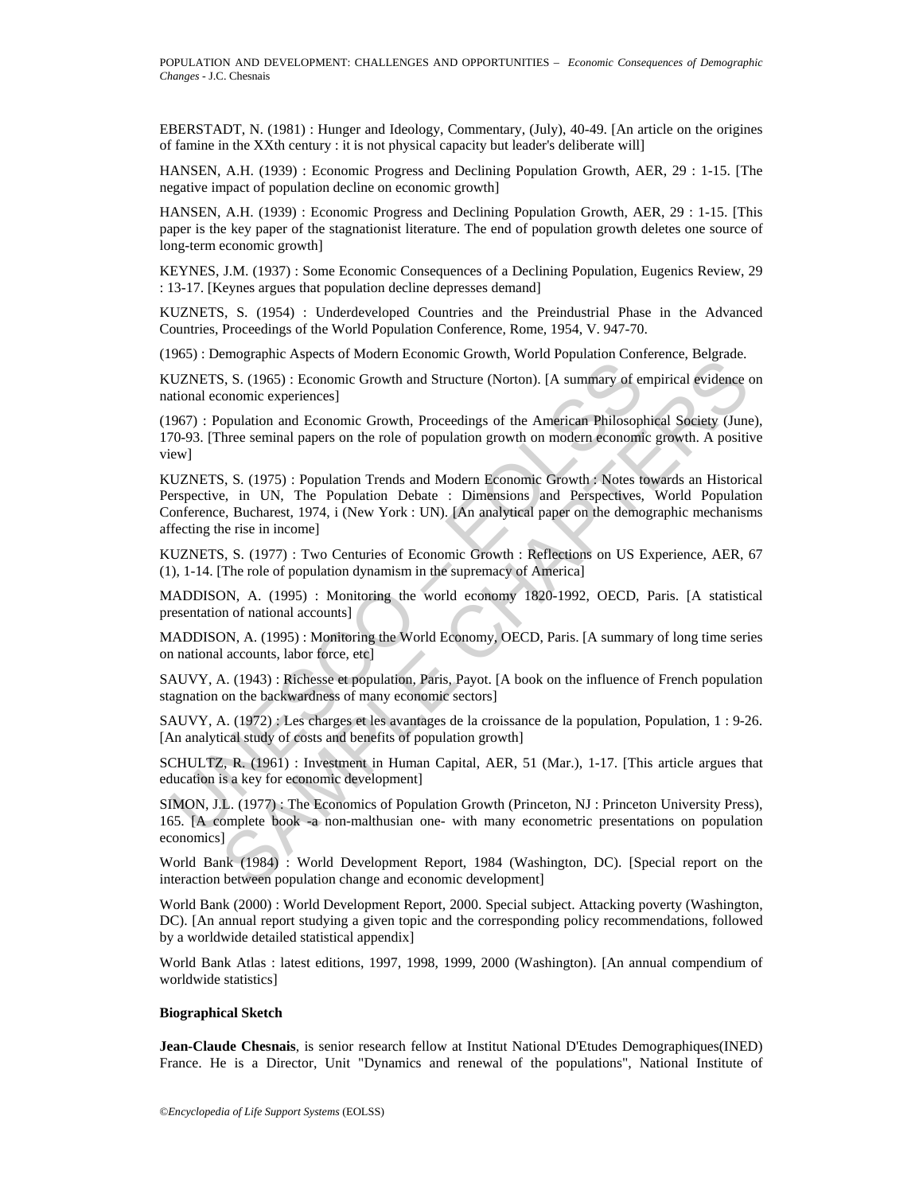EBERSTADT, N. (1981) : Hunger and Ideology, Commentary, (July), 40-49. [An article on the origines of famine in the XXth century : it is not physical capacity but leader's deliberate will]

HANSEN, A.H. (1939) : Economic Progress and Declining Population Growth, AER, 29 : 1-15. [The negative impact of population decline on economic growth]

HANSEN, A.H. (1939) : Economic Progress and Declining Population Growth, AER, 29 : 1-15. [This paper is the key paper of the stagnationist literature. The end of population growth deletes one source of long-term economic growth]

KEYNES, J.M. (1937) : Some Economic Consequences of a Declining Population, Eugenics Review, 29 : 13-17. [Keynes argues that population decline depresses demand]

KUZNETS, S. (1954) : Underdeveloped Countries and the Preindustrial Phase in the Advanced Countries, Proceedings of the World Population Conference, Rome, 1954, V. 947-70.

(1965) : Demographic Aspects of Modern Economic Growth, World Population Conference, Belgrade.

KUZNETS, S. (1965) : Economic Growth and Structure (Norton). [A summary of empirical evidence on national economic experiences]

(1967) : Population and Economic Growth, Proceedings of the American Philosophical Society (June), 170-93. [Three seminal papers on the role of population growth on modern economic growth. A positive view]

KUZNETS, S. (1975) : Population Trends and Modern Economic Growth : Notes towards an Historical Perspective, in UN, The Population Debate : Dimensions and Perspectives, World Population Conference, Bucharest, 1974, i (New York : UN). [An analytical paper on the demographic mechanisms affecting the rise in income]

KUZNETS, S. (1977) : Two Centuries of Economic Growth : Reflections on US Experience, AER, 67 (1), 1-14. [The role of population dynamism in the supremacy of America]

MADDISON, A. (1995) : Monitoring the world economy 1820-1992, OECD, Paris. [A statistical presentation of national accounts]

MADDISON, A. (1995) : Monitoring the World Economy, OECD, Paris. [A summary of long time series on national accounts, labor force, etc]

SAUVY, A. (1943) : Richesse et population, Paris, Payot. [A book on the influence of French population stagnation on the backwardness of many economic sectors]

SAUVY, A. (1972) : Les charges et les avantages de la croissance de la population, Population, 1 : 9-26. [An analytical study of costs and benefits of population growth]

SCHULTZ, R. (1961) : Investment in Human Capital, AER, 51 (Mar.), 1-17. [This article argues that education is a key for economic development]

SIMON, J.L. (1977) : The Economics of Population Growth (Princeton, NJ : Princeton University Press), 165. [A complete book -a non-malthusian one- with many econometric presentations on population economics]

World Bank (1984) : World Development Report, 1984 (Washington, DC). [Special report on the interaction between population change and economic development]

World Bank (2000) : World Development Report, 2000. Special subject. Attacking poverty (Washington, DC). [An annual report studying a given topic and the corresponding policy recommendations, followed by a worldwide detailed statistical appendix]

World Bank Atlas : latest editions, 1997, 1998, 1999, 2000 (Washington). [An annual compendium of worldwide statistics]

**Biographical Sketch**

**Jean-Claude Chesnais**, is senior research fellow at Institut National D'Etudes Demographiques(INED) France. He is a Director, Unit "Dynamics and renewal of the populations", National Institute of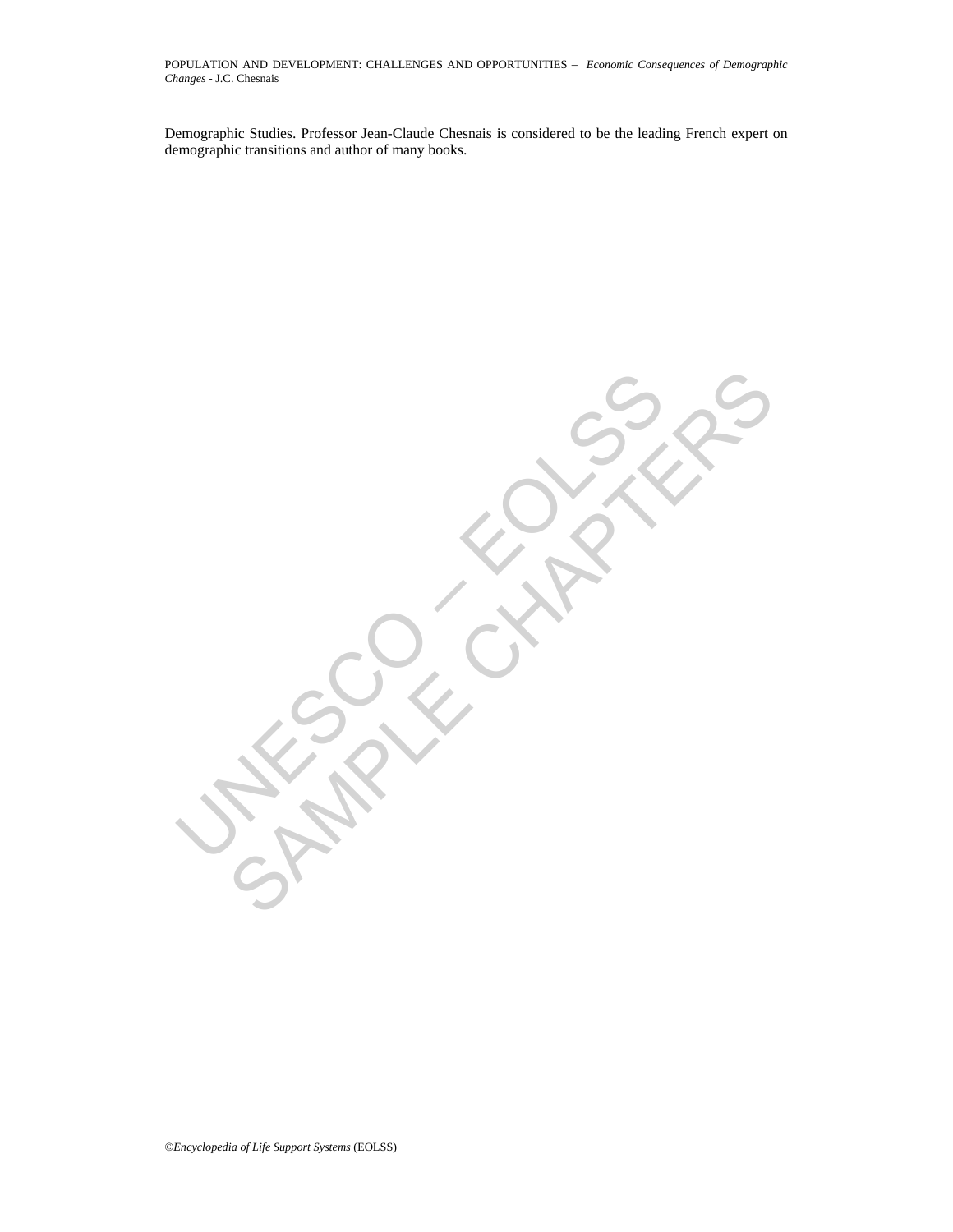Demographic Studies. Professor Jean-Claude Chesnais is considered to be the leading French expert on demographic transitions and author of many books.